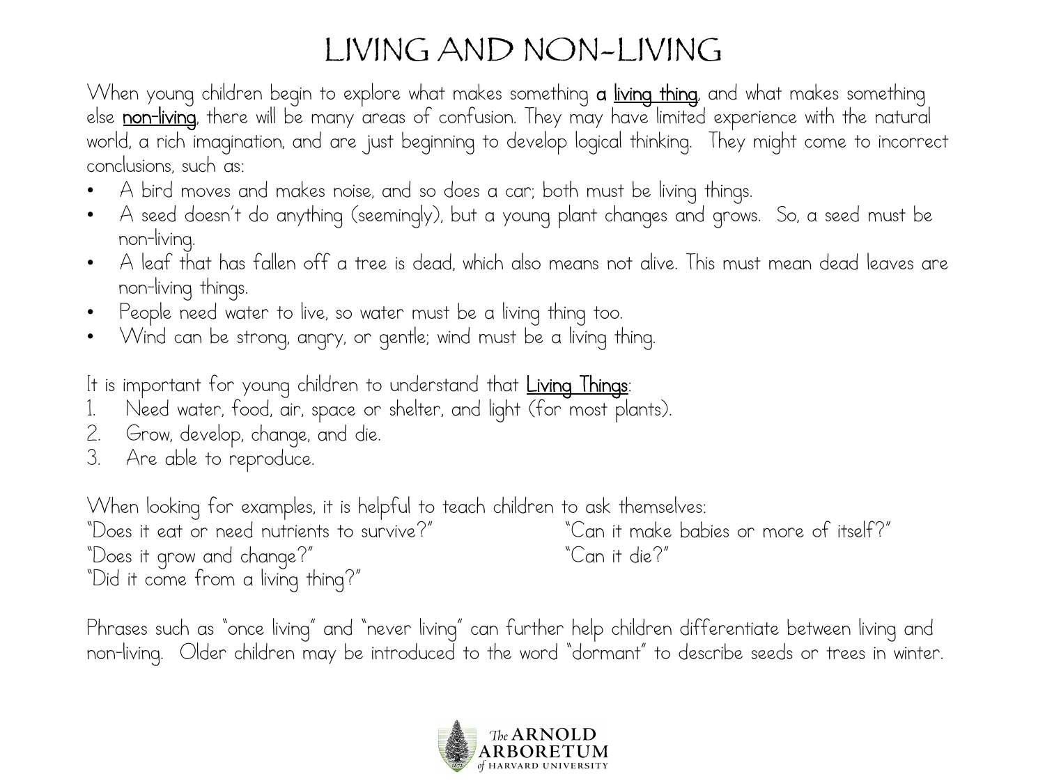# LIVING AND NON-LIVING

When young children begin to explore what makes something **a living thing**, and what makes something else **non-living**, there will be many areas of confusion. They may have limited experience with the natural world, a rich imagination, and are just beginning to develop logical thinking. They might come to incorrect conclusions, such as:

- A bird moves and makes noise, and so does a car; both must be living things.
- A seed doesn't do anything (seemingly), but a young plant changes and grows. So, a seed must be non-living.
- A leaf that has fallen off a tree is dead, which also means not alive. This must mean dead leaves are non-living things.
- People need water to live, so water must be a living thing too.
- Wind can be strong, angry, or gentle; wind must be a living thing.

It is important for young children to understand that **Living Things**:

1. Need water, food, air, space or shelter, and light (for most plants).
2. Grow, develop, change, and die.
3. Are able to reproduce.

When looking for examples, it is helpful to teach children to ask themselves:

"Does it eat or need nutrients to survive?"
"Does it grow and change?"
"Did it come from a living thing?"
"Can it make babies or more of itself?"
"Can it die?"

Phrases such as "once living" and "never living" can further help children differentiate between living and non-living. Older children may be introduced to the word "dormant" to describe seeds or trees in winter.

The ARNOLD ARBORETUM of HARVARD UNIVERSITY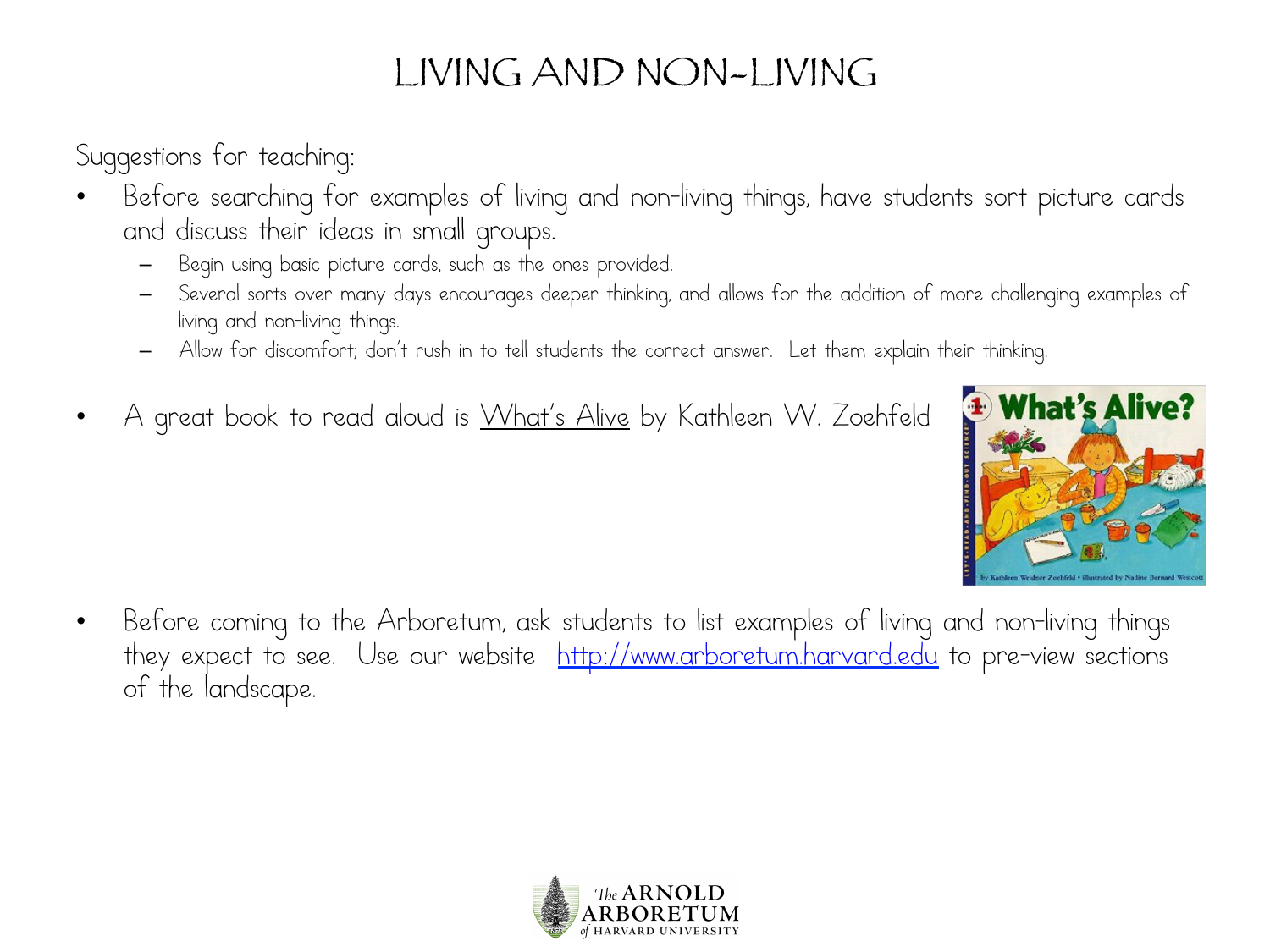# LIVING AND NON-LIVING

Suggestions for teaching:

- Before searching for examples of living and non-living things, have students sort picture cards and discuss their ideas in small groups.
  - Begin using basic picture cards, such as the ones provided.
  - Several sorts over many days encourages deeper thinking, and allows for the addition of more challenging examples of living and non-living things.
  - Allow for discomfort; don't rush in to tell students the correct answer. Let them explain their thinking.
- A great book to read aloud is What's Alive by Kathleen W. Zoehfeld
- Before coming to the Arboretum, ask students to list examples of living and non-living things they expect to see. Use our website http://www.arboretum.harvard.edu to pre-view sections of the landscape.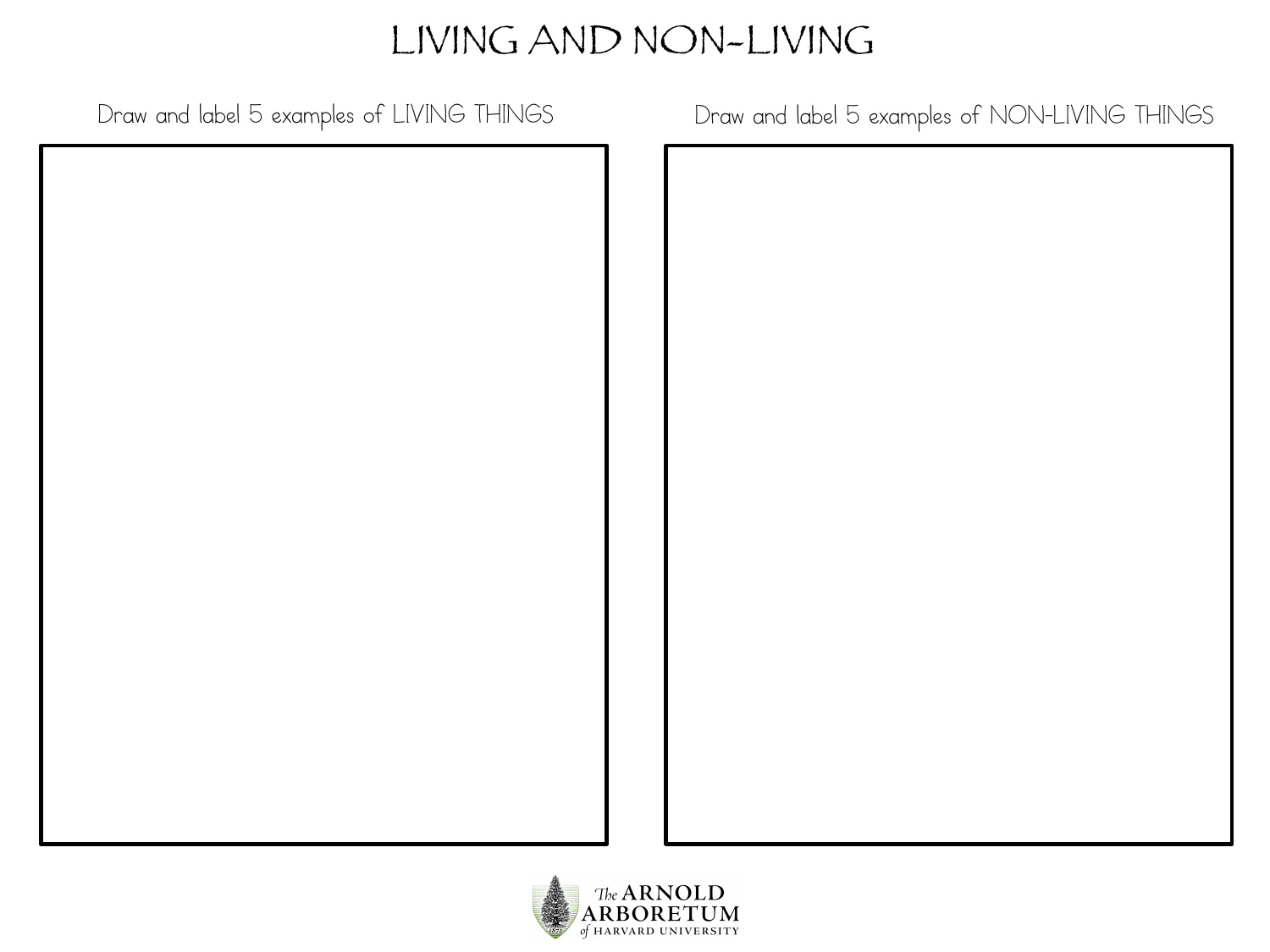# LIVING AND NON-LIVING

Draw and label 5 examples of LIVING THINGS

Draw and label 5 examples of NON-LIVING THINGS

The ARNOLD ARBORETUM of HARVARD UNIVERSITY